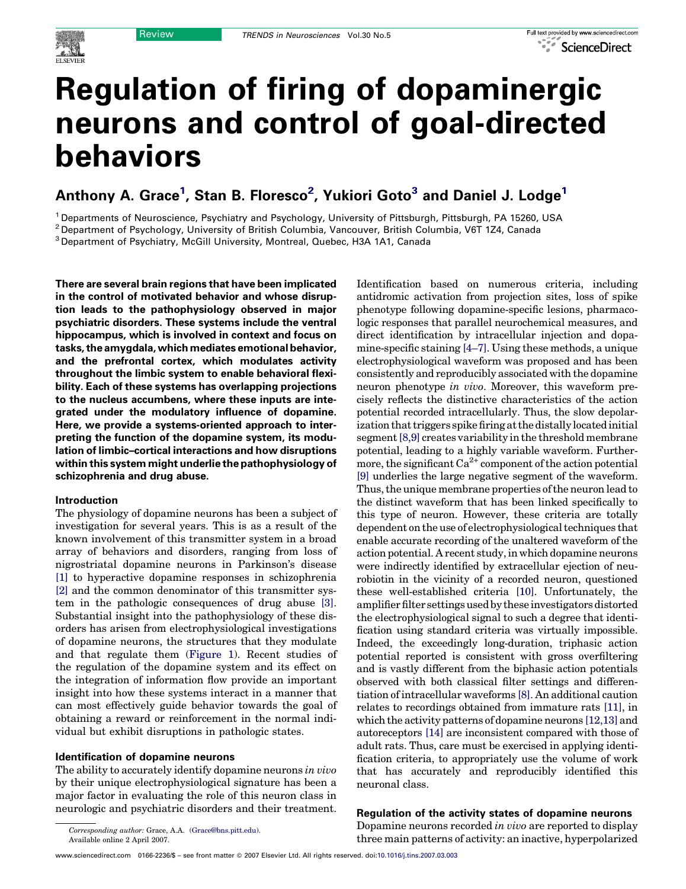# Regulation of firing of dopaminergic neurons and control of goal-directed behaviors

**Anthony A. Grace[1], Stan B. Floresco[2], Yukiori Goto[3] and Daniel J. Lodge[1]**

[1] Departments of Neuroscience, Psychiatry and Psychology, University of Pittsburgh, Pittsburgh, PA 15260, USA
[2] Department of Psychology, University of British Columbia, Vancouver, British Columbia, V6T 1Z4, Canada
[3] Department of Psychiatry, McGill University, Montreal, Quebec, H3A 1A1, Canada

**There are several brain regions that have been implicated in the control of motivated behavior and whose disruption leads to the pathophysiology observed in major psychiatric disorders. These systems include the ventral hippocampus, which is involved in context and focus on tasks, the amygdala, which mediates emotional behavior, and the prefrontal cortex, which modulates activity throughout the limbic system to enable behavioral flexibility. Each of these systems has overlapping projections to the nucleus accumbens, where these inputs are integrated under the modulatory influence of dopamine. Here, we provide a systems-oriented approach to interpreting the function of the dopamine system, its modulation of limbic–cortical interactions and how disruptions within this system might underlie the pathophysiology of schizophrenia and drug abuse.**

## Introduction

The physiology of dopamine neurons has been a subject of investigation for several years. This is as a result of the known involvement of this transmitter system in a broad array of behaviors and disorders, ranging from loss of nigrostriatal dopamine neurons in Parkinson's disease [1] to hyperactive dopamine responses in schizophrenia [2] and the common denominator of this transmitter system in the pathologic consequences of drug abuse [3]. Substantial insight into the pathophysiology of these disorders has arisen from electrophysiological investigations of dopamine neurons, the structures that they modulate and that regulate them (Figure 1). Recent studies of the regulation of the dopamine system and its effect on the integration of information flow provide an important insight into how these systems interact in a manner that can most effectively guide behavior towards the goal of obtaining a reward or reinforcement in the normal individual but exhibit disruptions in pathologic states.

## Identification of dopamine neurons

The ability to accurately identify dopamine neurons *in vivo* by their unique electrophysiological signature has been a major factor in evaluating the role of this neuron class in neurologic and psychiatric disorders and their treatment. Identification based on numerous criteria, including antidromic activation from projection sites, loss of spike phenotype following dopamine-specific lesions, pharmacologic responses that parallel neurochemical measures, and direct identification by intracellular injection and dopamine-specific staining [4–7]. Using these methods, a unique electrophysiological waveform was proposed and has been consistently and reproducibly associated with the dopamine neuron phenotype *in vivo*. Moreover, this waveform precisely reflects the distinctive characteristics of the action potential recorded intracellularly. Thus, the slow depolarization that triggers spike firing at the distally located initial segment [8,9] creates variability in the threshold membrane potential, leading to a highly variable waveform. Furthermore, the significant $Ca^{2+}$ component of the action potential [9] underlies the large negative segment of the waveform. Thus, the unique membrane properties of the neuron lead to the distinct waveform that has been linked specifically to this type of neuron. However, these criteria are totally dependent on the use of electrophysiological techniques that enable accurate recording of the unaltered waveform of the action potential. A recent study, in which dopamine neurons were indirectly identified by extracellular ejection of neurobiotin in the vicinity of a recorded neuron, questioned these well-established criteria [10]. Unfortunately, the amplifier filter settings used by these investigators distorted the electrophysiological signal to such a degree that identification using standard criteria was virtually impossible. Indeed, the exceedingly long-duration, triphasic action potential reported is consistent with gross overfiltering and is vastly different from the biphasic action potentials observed with both classical filter settings and differentiation of intracellular waveforms [8]. An additional caution relates to recordings obtained from immature rats [11], in which the activity patterns of dopamine neurons [12,13] and autoreceptors [14] are inconsistent compared with those of adult rats. Thus, care must be exercised in applying identification criteria, to appropriately use the volume of work that has accurately and reproducibly identified this neuronal class.

## Regulation of the activity states of dopamine neurons

Dopamine neurons recorded *in vivo* are reported to display three main patterns of activity: an inactive, hyperpolarized

Corresponding author: Grace, A.A. (Grace@bns.pitt.edu).
Available online 2 April 2007.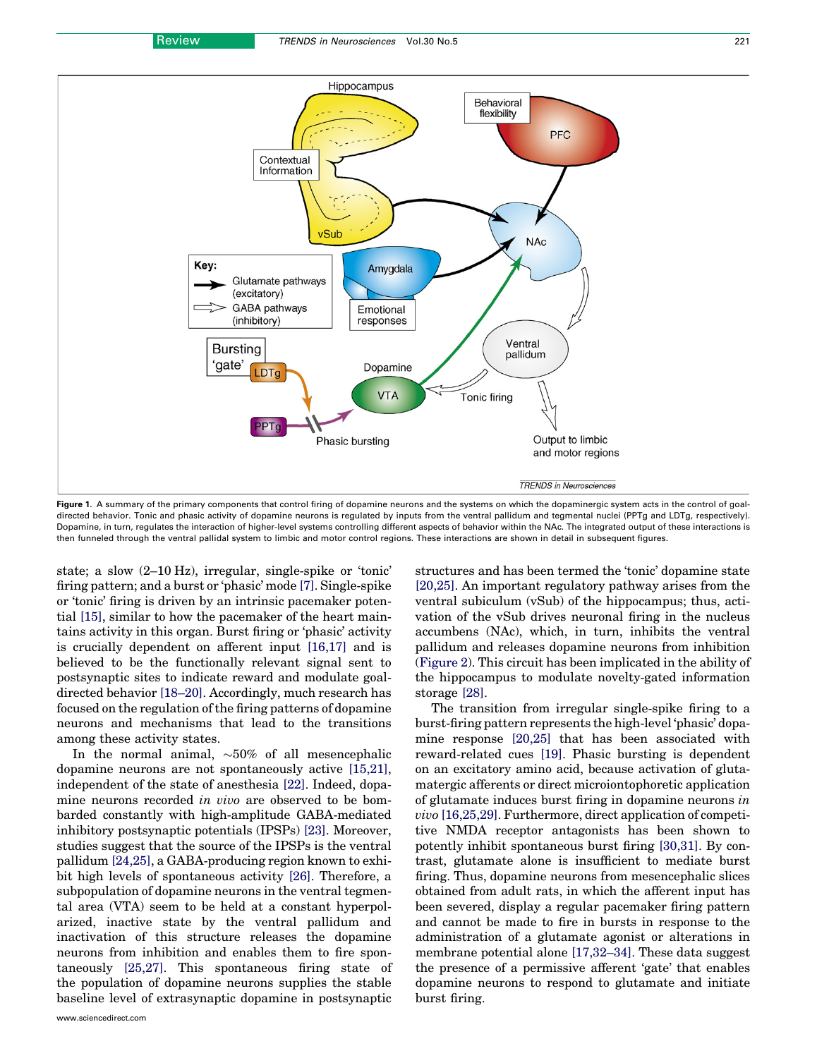Figure 1. A summary of the primary components that control firing of dopamine neurons and the systems on which the dopaminergic system acts in the control of goal-directed behavior. Tonic and phasic activity of dopamine neurons is regulated by inputs from the ventral pallidum and tegmental nuclei (PPTg and LDTg, respectively). Dopamine, in turn, regulates the interaction of higher-level systems controlling different aspects of behavior within the NAc. The integrated output of these interactions is then funneled through the ventral pallidal system to limbic and motor control regions. These interactions are shown in detail in subsequent figures.

state; a slow (2–10 Hz), irregular, single-spike or 'tonic' firing pattern; and a burst or 'phasic' mode [7]. Single-spike or 'tonic' firing is driven by an intrinsic pacemaker potential [15], similar to how the pacemaker of the heart maintains activity in this organ. Burst firing or 'phasic' activity is crucially dependent on afferent input [16,17] and is believed to be the functionally relevant signal sent to postsynaptic sites to indicate reward and modulate goal-directed behavior [18–20]. Accordingly, much research has focused on the regulation of the firing patterns of dopamine neurons and mechanisms that lead to the transitions among these activity states.

In the normal animal, ~50% of all mesencephalic dopamine neurons are not spontaneously active [15,21], independent of the state of anesthesia [22]. Indeed, dopamine neurons recorded *in vivo* are observed to be bombarded constantly with high-amplitude GABA-mediated inhibitory postsynaptic potentials (IPSPs) [23]. Moreover, studies suggest that the source of the IPSPs is the ventral pallidum [24,25], a GABA-producing region known to exhibit high levels of spontaneous activity [26]. Therefore, a subpopulation of dopamine neurons in the ventral tegmental area (VTA) seem to be held at a constant hyperpolarized, inactive state by the ventral pallidum and inactivation of this structure releases the dopamine neurons from inhibition and enables them to fire spontaneously [25,27]. This spontaneous firing state of the population of dopamine neurons supplies the stable baseline level of extrasynaptic dopamine in postsynaptic structures and has been termed the 'tonic' dopamine state [20,25]. An important regulatory pathway arises from the ventral subiculum (vSub) of the hippocampus; thus, activation of the vSub drives neuronal firing in the nucleus accumbens (NAc), which, in turn, inhibits the ventral pallidum and releases dopamine neurons from inhibition (Figure 2). This circuit has been implicated in the ability of the hippocampus to modulate novelty-gated information storage [28].

The transition from irregular single-spike firing to a burst-firing pattern represents the high-level 'phasic' dopamine response [20,25] that has been associated with reward-related cues [19]. Phasic bursting is dependent on an excitatory amino acid, because activation of glutamatergic afferents or direct microiontophoretic application of glutamate induces burst firing in dopamine neurons *in vivo* [16,25,29]. Furthermore, direct application of competitive NMDA receptor antagonists has been shown to potently inhibit spontaneous burst firing [30,31]. By contrast, glutamate alone is insufficient to mediate burst firing. Thus, dopamine neurons from mesencephalic slices obtained from adult rats, in which the afferent input has been severed, display a regular pacemaker firing pattern and cannot be made to fire in bursts in response to the administration of a glutamate agonist or alterations in membrane potential alone [17,32–34]. These data suggest the presence of a permissive afferent 'gate' that enables dopamine neurons to respond to glutamate and initiate burst firing.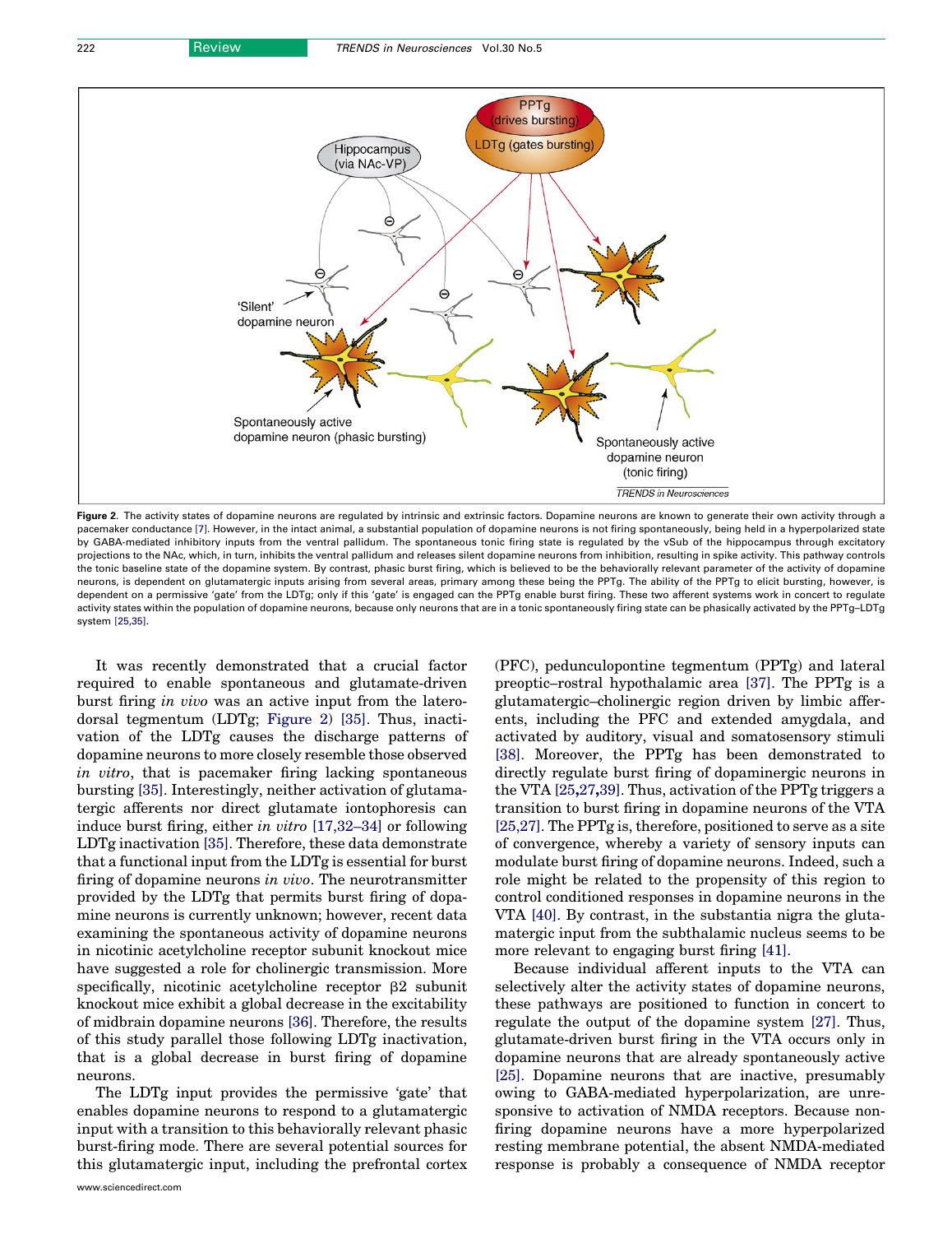Figure 2. The activity states of dopamine neurons are regulated by intrinsic and extrinsic factors. Dopamine neurons are known to generate their own activity through a pacemaker conductance [7]. However, in the intact animal, a substantial population of dopamine neurons is not firing spontaneously, being held in a hyperpolarized state by GABA-mediated inhibitory inputs from the ventral pallidum. The spontaneous tonic firing state is regulated by the vSub of the hippocampus through excitatory projections to the NAc, which, in turn, inhibits the ventral pallidum and releases silent dopamine neurons from inhibition, resulting in spike activity. This pathway controls the tonic baseline state of the dopamine system. By contrast, phasic burst firing, which is believed to be the behaviorally relevant parameter of the activity of dopamine neurons, is dependent on glutamatergic inputs arising from several areas, primary among these being the PPTg. The ability of the PPTg to elicit bursting, however, is dependent on a permissive 'gate' from the LDTg; only if this 'gate' is engaged can the PPTg enable burst firing. These two afferent systems work in concert to regulate activity states within the population of dopamine neurons, because only neurons that are in a tonic spontaneously firing state can be phasically activated by the PPTg–LDTg system [25,35].

It was recently demonstrated that a crucial factor required to enable spontaneous and glutamate-driven burst firing *in vivo* was an active input from the laterodorsal tegmentum (LDTg; Figure 2) [35]. Thus, inactivation of the LDTg causes the discharge patterns of dopamine neurons to more closely resemble those observed *in vitro*, that is pacemaker firing lacking spontaneous bursting [35]. Interestingly, neither activation of glutamatergic afferents nor direct glutamate iontophoresis can induce burst firing, either *in vitro* [17,32–34] or following LDTg inactivation [35]. Therefore, these data demonstrate that a functional input from the LDTg is essential for burst firing of dopamine neurons *in vivo*. The neurotransmitter provided by the LDTg that permits burst firing of dopamine neurons is currently unknown; however, recent data examining the spontaneous activity of dopamine neurons in nicotinic acetylcholine receptor subunit knockout mice have suggested a role for cholinergic transmission. More specifically, nicotinic acetylcholine receptor β2 subunit knockout mice exhibit a global decrease in the excitability of midbrain dopamine neurons [36]. Therefore, the results of this study parallel those following LDTg inactivation, that is a global decrease in burst firing of dopamine neurons.

The LDTg input provides the permissive 'gate' that enables dopamine neurons to respond to a glutamatergic input with a transition to this behaviorally relevant phasic burst-firing mode. There are several potential sources for this glutamatergic input, including the prefrontal cortex (PFC), pedunculopontine tegmentum (PPTg) and lateral preoptic–rostral hypothalamic area [37]. The PPTg is a glutamatergic–cholinergic region driven by limbic afferents, including the PFC and extended amygdala, and activated by auditory, visual and somatosensory stimuli [38]. Moreover, the PPTg has been demonstrated to directly regulate burst firing of dopaminergic neurons in the VTA [25,27,39]. Thus, activation of the PPTg triggers a transition to burst firing in dopamine neurons of the VTA [25,27]. The PPTg is, therefore, positioned to serve as a site of convergence, whereby a variety of sensory inputs can modulate burst firing of dopamine neurons. Indeed, such a role might be related to the propensity of this region to control conditioned responses in dopamine neurons in the VTA [40]. By contrast, in the substantia nigra the glutamatergic input from the subthalamic nucleus seems to be more relevant to engaging burst firing [41].

Because individual afferent inputs to the VTA can selectively alter the activity states of dopamine neurons, these pathways are positioned to function in concert to regulate the output of the dopamine system [27]. Thus, glutamate-driven burst firing in the VTA occurs only in dopamine neurons that are already spontaneously active [25]. Dopamine neurons that are inactive, presumably owing to GABA-mediated hyperpolarization, are unresponsive to activation of NMDA receptors. Because non-firing dopamine neurons have a more hyperpolarized resting membrane potential, the absent NMDA-mediated response is probably a consequence of NMDA receptor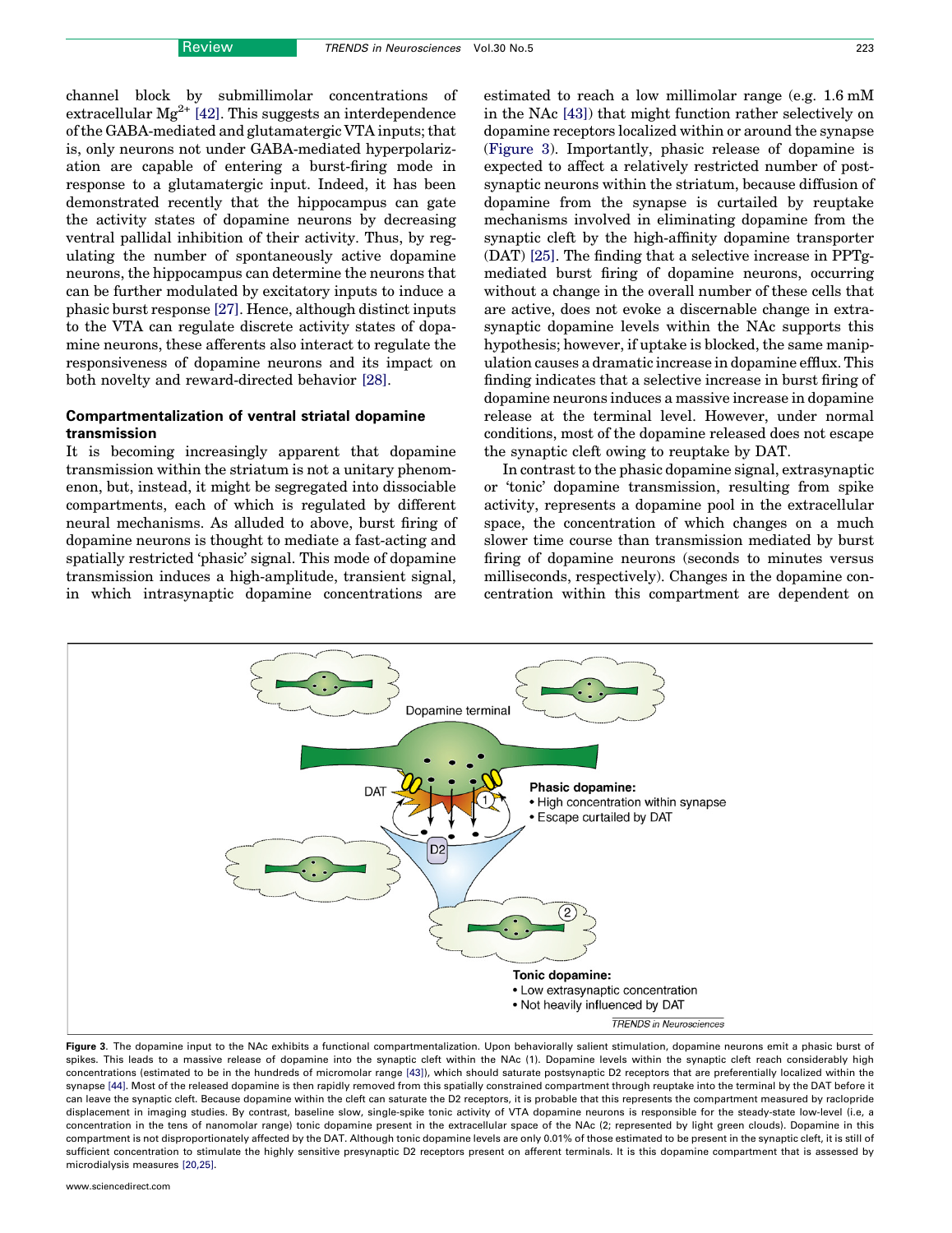channel block by submillimolar concentrations of extracellular $Mg^{2+}$ [42]. This suggests an interdependence of the GABA-mediated and glutamatergic VTA inputs; that is, only neurons not under GABA-mediated hyperpolarization are capable of entering a burst-firing mode in response to a glutamatergic input. Indeed, it has been demonstrated recently that the hippocampus can gate the activity states of dopamine neurons by decreasing ventral pallidal inhibition of their activity. Thus, by regulating the number of spontaneously active dopamine neurons, the hippocampus can determine the neurons that can be further modulated by excitatory inputs to induce a phasic burst response [27]. Hence, although distinct inputs to the VTA can regulate discrete activity states of dopamine neurons, these afferents also interact to regulate the responsiveness of dopamine neurons and its impact on both novelty and reward-directed behavior [28].

## Compartmentalization of ventral striatal dopamine transmission

It is becoming increasingly apparent that dopamine transmission within the striatum is not a unitary phenomenon, but, instead, it might be segregated into dissociable compartments, each of which is regulated by different neural mechanisms. As alluded to above, burst firing of dopamine neurons is thought to mediate a fast-acting and spatially restricted 'phasic' signal. This mode of dopamine transmission induces a high-amplitude, transient signal, in which intrasynaptic dopamine concentrations are estimated to reach a low millimolar range (e.g. 1.6 mM in the NAc [43]) that might function rather selectively on dopamine receptors localized within or around the synapse (Figure 3). Importantly, phasic release of dopamine is expected to affect a relatively restricted number of postsynaptic neurons within the striatum, because diffusion of dopamine from the synapse is curtailed by reuptake mechanisms involved in eliminating dopamine from the synaptic cleft by the high-affinity dopamine transporter (DAT) [25]. The finding that a selective increase in PPTg-mediated burst firing of dopamine neurons, occurring without a change in the overall number of these cells that are active, does not evoke a discernable change in extrasynaptic dopamine levels within the NAc supports this hypothesis; however, if uptake is blocked, the same manipulation causes a dramatic increase in dopamine efflux. This finding indicates that a selective increase in burst firing of dopamine neurons induces a massive increase in dopamine release at the terminal level. However, under normal conditions, most of the dopamine released does not escape the synaptic cleft owing to reuptake by DAT.

In contrast to the phasic dopamine signal, extrasynaptic or 'tonic' dopamine transmission, resulting from spike activity, represents a dopamine pool in the extracellular space, the concentration of which changes on a much slower time course than transmission mediated by burst firing of dopamine neurons (seconds to minutes versus milliseconds, respectively). Changes in the dopamine concentration within this compartment are dependent on

**Figure 3**. The dopamine input to the NAc exhibits a functional compartmentalization. Upon behaviorally salient stimulation, dopamine neurons emit a phasic burst of spikes. This leads to a massive release of dopamine into the synaptic cleft within the NAc (1). Dopamine levels within the synaptic cleft reach considerably high concentrations (estimated to be in the hundreds of micromolar range [43]), which should saturate postsynaptic D2 receptors that are preferentially localized within the synapse [44]. Most of the released dopamine is then rapidly removed from this spatially constrained compartment through reuptake into the terminal by the DAT before it can leave the synaptic cleft. Because dopamine within the cleft can saturate the D2 receptors, it is probable that this represents the compartment measured by raclopride displacement in imaging studies. By contrast, baseline slow, single-spike tonic activity of VTA dopamine neurons is responsible for the steady-state low-level (i.e, a concentration in the tens of nanomolar range) tonic dopamine present in the extracellular space of the NAc (2; represented by light green clouds). Dopamine in this compartment is not disproportionately affected by the DAT. Although tonic dopamine levels are only 0.01% of those estimated to be present in the synaptic cleft, it is still of sufficient concentration to stimulate the highly sensitive presynaptic D2 receptors present on afferent terminals. It is this dopamine compartment that is assessed by microdialysis measures [20,25].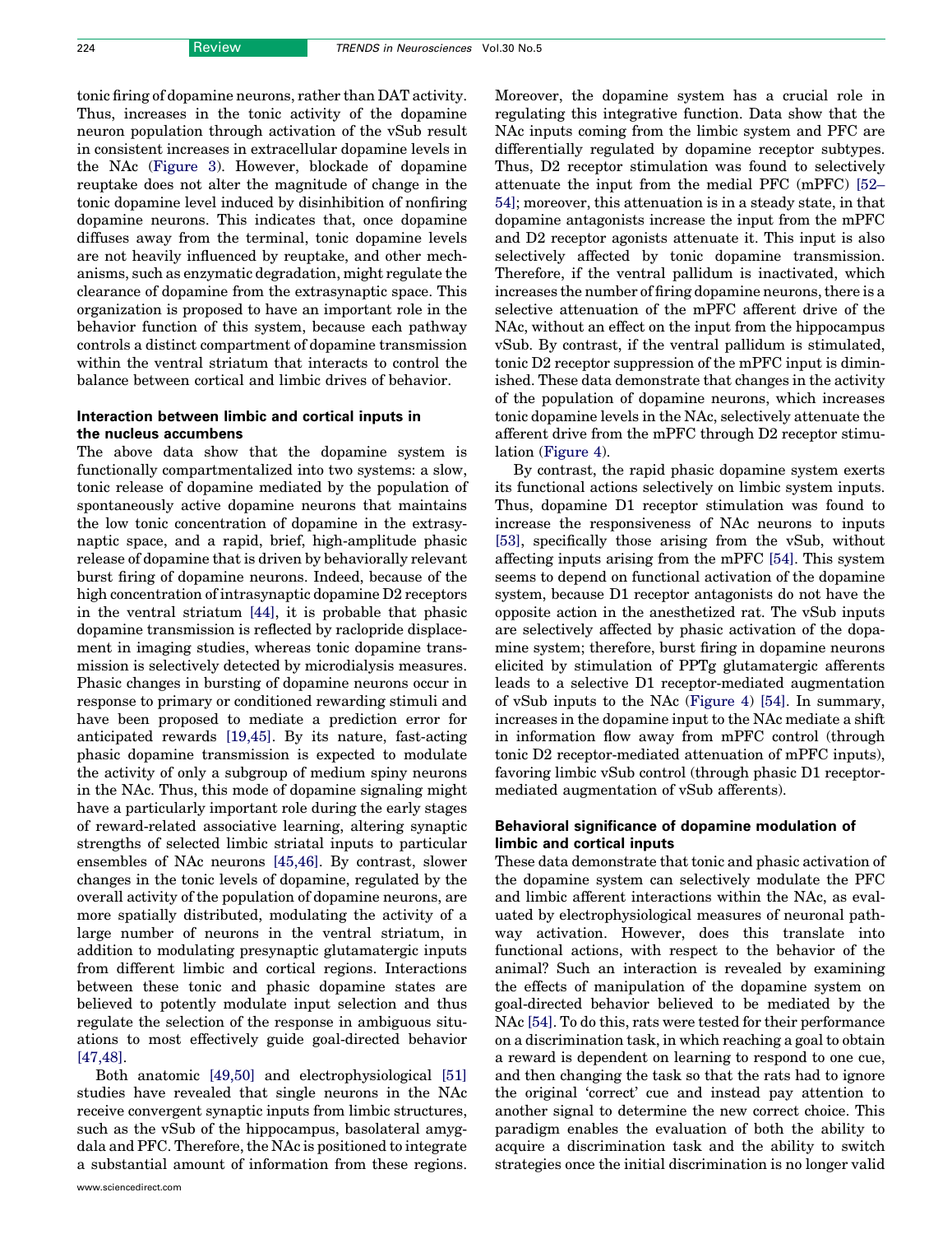tonic firing of dopamine neurons, rather than DAT activity. Thus, increases in the tonic activity of the dopamine neuron population through activation of the vSub result in consistent increases in extracellular dopamine levels in the NAc (Figure 3). However, blockade of dopamine reuptake does not alter the magnitude of change in the tonic dopamine level induced by disinhibition of nonfiring dopamine neurons. This indicates that, once dopamine diffuses away from the terminal, tonic dopamine levels are not heavily influenced by reuptake, and other mechanisms, such as enzymatic degradation, might regulate the clearance of dopamine from the extrasynaptic space. This organization is proposed to have an important role in the behavior function of this system, because each pathway controls a distinct compartment of dopamine transmission within the ventral striatum that interacts to control the balance between cortical and limbic drives of behavior.

## Interaction between limbic and cortical inputs in the nucleus accumbens

The above data show that the dopamine system is functionally compartmentalized into two systems: a slow, tonic release of dopamine mediated by the population of spontaneously active dopamine neurons that maintains the low tonic concentration of dopamine in the extrasynaptic space, and a rapid, brief, high-amplitude phasic release of dopamine that is driven by behaviorally relevant burst firing of dopamine neurons. Indeed, because of the high concentration of intrasynaptic dopamine D2 receptors in the ventral striatum [44], it is probable that phasic dopamine transmission is reflected by raclopride displacement in imaging studies, whereas tonic dopamine transmission is selectively detected by microdialysis measures. Phasic changes in bursting of dopamine neurons occur in response to primary or conditioned rewarding stimuli and have been proposed to mediate a prediction error for anticipated rewards [19,45]. By its nature, fast-acting phasic dopamine transmission is expected to modulate the activity of only a subgroup of medium spiny neurons in the NAc. Thus, this mode of dopamine signaling might have a particularly important role during the early stages of reward-related associative learning, altering synaptic strengths of selected limbic striatal inputs to particular ensembles of NAc neurons [45,46]. By contrast, slower changes in the tonic levels of dopamine, regulated by the overall activity of the population of dopamine neurons, are more spatially distributed, modulating the activity of a large number of neurons in the ventral striatum, in addition to modulating presynaptic glutamatergic inputs from different limbic and cortical regions. Interactions between these tonic and phasic dopamine states are believed to potently modulate input selection and thus regulate the selection of the response in ambiguous situations to most effectively guide goal-directed behavior [47,48].

Both anatomic [49,50] and electrophysiological [51] studies have revealed that single neurons in the NAc receive convergent synaptic inputs from limbic structures, such as the vSub of the hippocampus, basolateral amygdala and PFC. Therefore, the NAc is positioned to integrate a substantial amount of information from these regions. Moreover, the dopamine system has a crucial role in regulating this integrative function. Data show that the NAc inputs coming from the limbic system and PFC are differentially regulated by dopamine receptor subtypes. Thus, D2 receptor stimulation was found to selectively attenuate the input from the medial PFC (mPFC) [52–54]; moreover, this attenuation is in a steady state, in that dopamine antagonists increase the input from the mPFC and D2 receptor agonists attenuate it. This input is also selectively affected by tonic dopamine transmission. Therefore, if the ventral pallidum is inactivated, which increases the number of firing dopamine neurons, there is a selective attenuation of the mPFC afferent drive of the NAc, without an effect on the input from the hippocampus vSub. By contrast, if the ventral pallidum is stimulated, tonic D2 receptor suppression of the mPFC input is diminished. These data demonstrate that changes in the activity of the population of dopamine neurons, which increases tonic dopamine levels in the NAc, selectively attenuate the afferent drive from the mPFC through D2 receptor stimulation (Figure 4).

By contrast, the rapid phasic dopamine system exerts its functional actions selectively on limbic system inputs. Thus, dopamine D1 receptor stimulation was found to increase the responsiveness of NAc neurons to inputs [53], specifically those arising from the vSub, without affecting inputs arising from the mPFC [54]. This system seems to depend on functional activation of the dopamine system, because D1 receptor antagonists do not have the opposite action in the anesthetized rat. The vSub inputs are selectively affected by phasic activation of the dopamine system; therefore, burst firing in dopamine neurons elicited by stimulation of PPTg glutamatergic afferents leads to a selective D1 receptor-mediated augmentation of vSub inputs to the NAc (Figure 4) [54]. In summary, increases in the dopamine input to the NAc mediate a shift in information flow away from mPFC control (through tonic D2 receptor-mediated attenuation of mPFC inputs), favoring limbic vSub control (through phasic D1 receptor-mediated augmentation of vSub afferents).

## Behavioral significance of dopamine modulation of limbic and cortical inputs

These data demonstrate that tonic and phasic activation of the dopamine system can selectively modulate the PFC and limbic afferent interactions within the NAc, as evaluated by electrophysiological measures of neuronal pathway activation. However, does this translate into functional actions, with respect to the behavior of the animal? Such an interaction is revealed by examining the effects of manipulation of the dopamine system on goal-directed behavior believed to be mediated by the NAc [54]. To do this, rats were tested for their performance on a discrimination task, in which reaching a goal to obtain a reward is dependent on learning to respond to one cue, and then changing the task so that the rats had to ignore the original 'correct' cue and instead pay attention to another signal to determine the new correct choice. This paradigm enables the evaluation of both the ability to acquire a discrimination task and the ability to switch strategies once the initial discrimination is no longer valid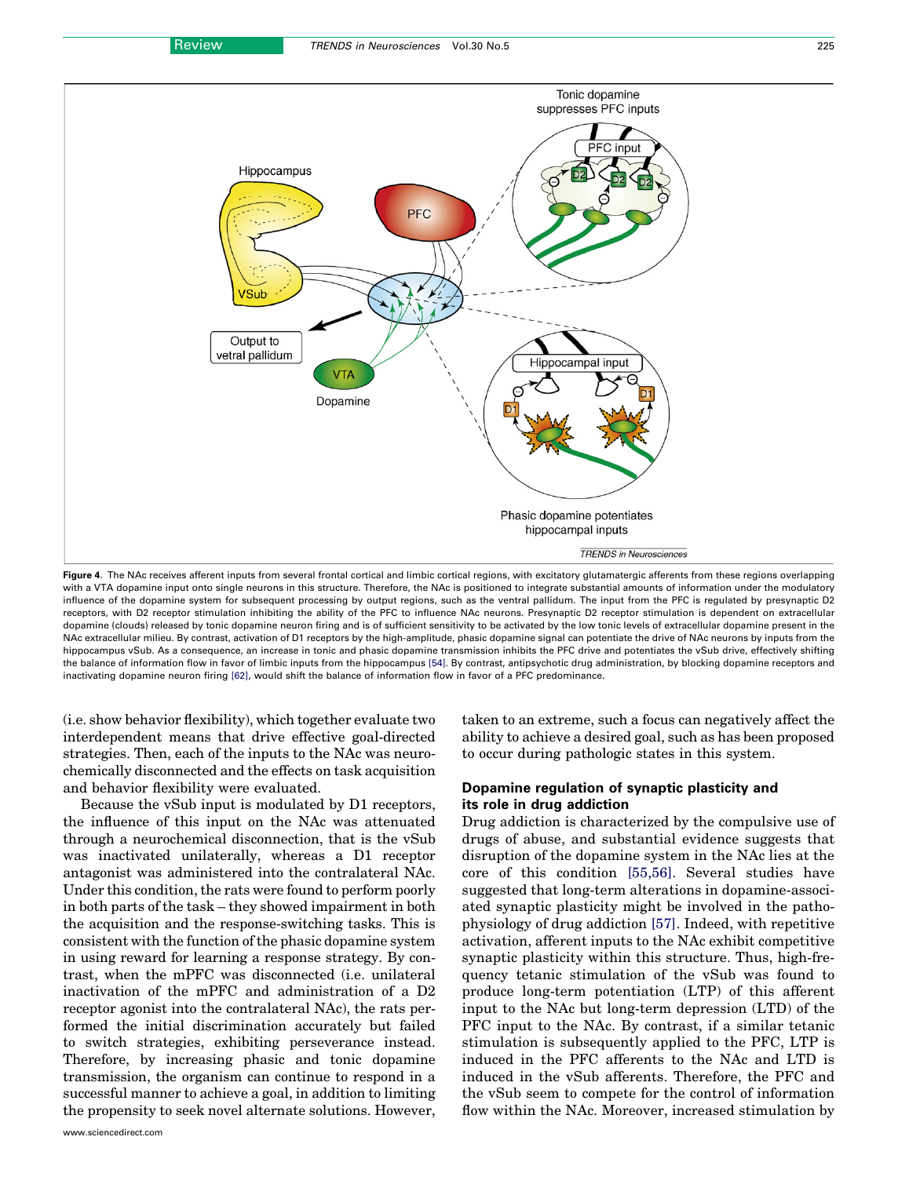**Figure 4**. The NAc receives afferent inputs from several frontal cortical and limbic cortical regions, with excitatory glutamatergic afferents from these regions overlapping with a VTA dopamine input onto single neurons in this structure. Therefore, the NAc is positioned to integrate substantial amounts of information under the modulatory influence of the dopamine system for subsequent processing by output regions, such as the ventral pallidum. The input from the PFC is regulated by presynaptic D2 receptors, with D2 receptor stimulation inhibiting the ability of the PFC to influence NAc neurons. Presynaptic D2 receptor stimulation is dependent on extracellular dopamine (clouds) released by tonic dopamine neuron firing and is of sufficient sensitivity to be activated by the low tonic levels of extracellular dopamine present in the NAc extracellular milieu. By contrast, activation of D1 receptors by the high-amplitude, phasic dopamine signal can potentiate the drive of NAc neurons by inputs from the hippocampus vSub. As a consequence, an increase in tonic and phasic dopamine transmission inhibits the PFC drive and potentiates the vSub drive, effectively shifting the balance of information flow in favor of limbic inputs from the hippocampus [54]. By contrast, antipsychotic drug administration, by blocking dopamine receptors and inactivating dopamine neuron firing [62], would shift the balance of information flow in favor of a PFC predominance.

(i.e. show behavior flexibility), which together evaluate two interdependent means that drive effective goal-directed strategies. Then, each of the inputs to the NAc was neurochemically disconnected and the effects on task acquisition and behavior flexibility were evaluated.

Because the vSub input is modulated by D1 receptors, the influence of this input on the NAc was attenuated through a neurochemical disconnection, that is the vSub was inactivated unilaterally, whereas a D1 receptor antagonist was administered into the contralateral NAc. Under this condition, the rats were found to perform poorly in both parts of the task – they showed impairment in both the acquisition and the response-switching tasks. This is consistent with the function of the phasic dopamine system in using reward for learning a response strategy. By contrast, when the mPFC was disconnected (i.e. unilateral inactivation of the mPFC and administration of a D2 receptor agonist into the contralateral NAc), the rats performed the initial discrimination accurately but failed to switch strategies, exhibiting perseverance instead. Therefore, by increasing phasic and tonic dopamine transmission, the organism can continue to respond in a successful manner to achieve a goal, in addition to limiting the propensity to seek novel alternate solutions. However, taken to an extreme, such a focus can negatively affect the ability to achieve a desired goal, such as has been proposed to occur during pathologic states in this system.

## Dopamine regulation of synaptic plasticity and its role in drug addiction

Drug addiction is characterized by the compulsive use of drugs of abuse, and substantial evidence suggests that disruption of the dopamine system in the NAc lies at the core of this condition [55,56]. Several studies have suggested that long-term alterations in dopamine-associated synaptic plasticity might be involved in the pathophysiology of drug addiction [57]. Indeed, with repetitive activation, afferent inputs to the NAc exhibit competitive synaptic plasticity within this structure. Thus, high-frequency tetanic stimulation of the vSub was found to produce long-term potentiation (LTP) of this afferent input to the NAc but long-term depression (LTD) of the PFC input to the NAc. By contrast, if a similar tetanic stimulation is subsequently applied to the PFC, LTP is induced in the PFC afferents to the NAc and LTD is induced in the vSub afferents. Therefore, the PFC and the vSub seem to compete for the control of information flow within the NAc. Moreover, increased stimulation by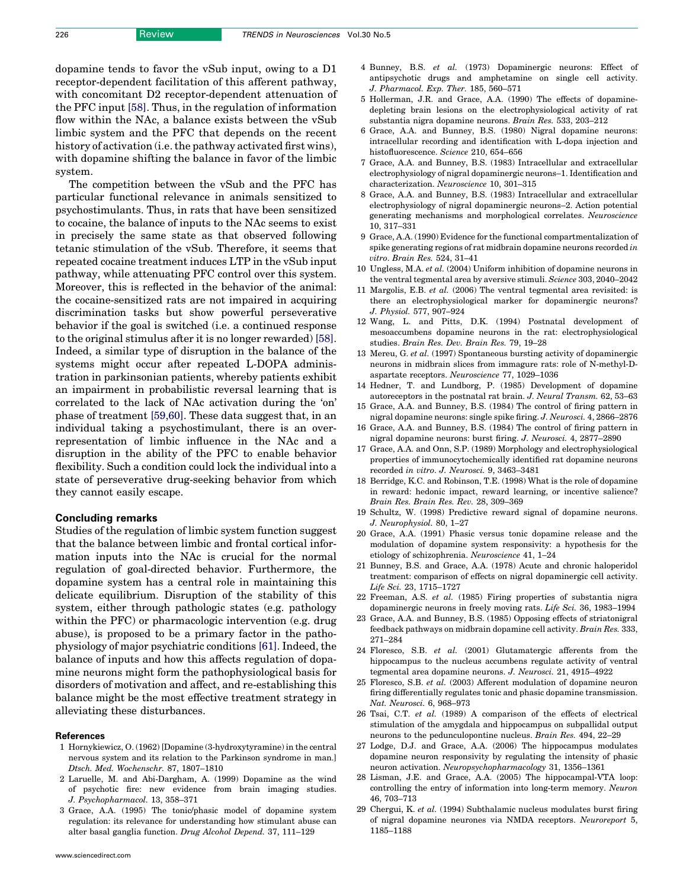dopamine tends to favor the vSub input, owing to a D1 receptor-dependent facilitation of this afferent pathway, with concomitant D2 receptor-dependent attenuation of the PFC input [58]. Thus, in the regulation of information flow within the NAc, a balance exists between the vSub limbic system and the PFC that depends on the recent history of activation (i.e. the pathway activated first wins), with dopamine shifting the balance in favor of the limbic system.

The competition between the vSub and the PFC has particular functional relevance in animals sensitized to psychostimulants. Thus, in rats that have been sensitized to cocaine, the balance of inputs to the NAc seems to exist in precisely the same state as that observed following tetanic stimulation of the vSub. Therefore, it seems that repeated cocaine treatment induces LTP in the vSub input pathway, while attenuating PFC control over this system. Moreover, this is reflected in the behavior of the animal: the cocaine-sensitized rats are not impaired in acquiring discrimination tasks but show powerful perseverative behavior if the goal is switched (i.e. a continued response to the original stimulus after it is no longer rewarded) [58]. Indeed, a similar type of disruption in the balance of the systems might occur after repeated L-DOPA administration in parkinsonian patients, whereby patients exhibit an impairment in probabilistic reversal learning that is correlated to the lack of NAc activation during the 'on' phase of treatment [59,60]. These data suggest that, in an individual taking a psychostimulant, there is an over-representation of limbic influence in the NAc and a disruption in the ability of the PFC to enable behavior flexibility. Such a condition could lock the individual into a state of perseverative drug-seeking behavior from which they cannot easily escape.

## Concluding remarks

Studies of the regulation of limbic system function suggest that the balance between limbic and frontal cortical information inputs into the NAc is crucial for the normal regulation of goal-directed behavior. Furthermore, the dopamine system has a central role in maintaining this delicate equilibrium. Disruption of the stability of this system, either through pathologic states (e.g. pathology within the PFC) or pharmacologic intervention (e.g. drug abuse), is proposed to be a primary factor in the pathophysiology of major psychiatric conditions [61]. Indeed, the balance of inputs and how this affects regulation of dopamine neurons might form the pathophysiological basis for disorders of motivation and affect, and re-establishing this balance might be the most effective treatment strategy in alleviating these disturbances.

## References

1 Hornykiewicz, O. (1962) [Dopamine (3-hydroxytyramine) in the central nervous system and its relation to the Parkinson syndrome in man.] *Dtsch. Med. Wochenschr.* 87, 1807–1810

2 Laruelle, M. and Abi-Dargham, A. (1999) Dopamine as the wind of psychotic fire: new evidence from brain imaging studies. *J. Psychopharmacol.* 13, 358–371

3 Grace, A.A. (1995) The tonic/phasic model of dopamine system regulation: its relevance for understanding how stimulant abuse can alter basal ganglia function. *Drug Alcohol Depend.* 37, 111–129

4 Bunney, B.S. *et al.* (1973) Dopaminergic neurons: Effect of antipsychotic drugs and amphetamine on single cell activity. *J. Pharmacol. Exp. Ther.* 185, 560–571

5 Hollerman, J.R. and Grace, A.A. (1990) The effects of dopamine-depleting brain lesions on the electrophysiological activity of rat substantia nigra dopamine neurons. *Brain Res.* 533, 203–212

6 Grace, A.A. and Bunney, B.S. (1980) Nigral dopamine neurons: intracellular recording and identification with L-dopa injection and histofluorescence. *Science* 210, 654–656

7 Grace, A.A. and Bunney, B.S. (1983) Intracellular and extracellular electrophysiology of nigral dopaminergic neurons–1. Identification and characterization. *Neuroscience* 10, 301–315

8 Grace, A.A. and Bunney, B.S. (1983) Intracellular and extracellular electrophysiology of nigral dopaminergic neurons–2. Action potential generating mechanisms and morphological correlates. *Neuroscience* 10, 317–331

9 Grace, A.A. (1990) Evidence for the functional compartmentalization of spike generating regions of rat midbrain dopamine neurons recorded *in vitro*. *Brain Res.* 524, 31–41

10 Ungless, M.A. *et al.* (2004) Uniform inhibition of dopamine neurons in the ventral tegmental area by aversive stimuli. *Science* 303, 2040–2042

11 Margolis, E.B. *et al.* (2006) The ventral tegmental area revisited: is there an electrophysiological marker for dopaminergic neurons? *J. Physiol.* 577, 907–924

12 Wang, L. and Pitts, D.K. (1994) Postnatal development of mesoaccumbens dopamine neurons in the rat: electrophysiological studies. *Brain Res. Dev. Brain Res.* 79, 19–28

13 Mereu, G. *et al.* (1997) Spontaneous bursting activity of dopaminergic neurons in midbrain slices from immagure rats: role of N-methyl-D-aspartate receptors. *Neuroscience* 77, 1029–1036

14 Hedner, T. and Lundberg, P. (1985) Development of dopamine autoreceptors in the postnatal rat brain. *J. Neural Transm.* 62, 53–63

15 Grace, A.A. and Bunney, B.S. (1984) The control of firing pattern in nigral dopamine neurons: single spike firing. *J. Neurosci.* 4, 2866–2876

16 Grace, A.A. and Bunney, B.S. (1984) The control of firing pattern in nigral dopamine neurons: burst firing. *J. Neurosci.* 4, 2877–2890

17 Grace, A.A. and Onn, S.P. (1989) Morphology and electrophysiological properties of immunocytochemically identified rat dopamine neurons recorded *in vitro*. *J. Neurosci.* 9, 3463–3481

18 Berridge, K.C. and Robinson, T.E. (1998) What is the role of dopamine in reward: hedonic impact, reward learning, or incentive salience? *Brain Res. Brain Res. Rev.* 28, 309–369

19 Schultz, W. (1998) Predictive reward signal of dopamine neurons. *J. Neurophysiol.* 80, 1–27

20 Grace, A.A. (1991) Phasic versus tonic dopamine release and the modulation of dopamine system responsivity: a hypothesis for the etiology of schizophrenia. *Neuroscience* 41, 1–24

21 Bunney, B.S. and Grace, A.A. (1978) Acute and chronic haloperidol treatment: comparison of effects on nigral dopaminergic cell activity. *Life Sci.* 23, 1715–1727

22 Freeman, A.S. *et al.* (1985) Firing properties of substantia nigra dopaminergic neurons in freely moving rats. *Life Sci.* 36, 1983–1994

23 Grace, A.A. and Bunney, B.S. (1985) Opposing effects of striatonigral feedback pathways on midbrain dopamine cell activity. *Brain Res.* 333, 271–284

24 Floresco, S.B. *et al.* (2001) Glutamatergic afferents from the hippocampus to the nucleus accumbens regulate activity of ventral tegmental area dopamine neurons. *J. Neurosci.* 21, 4915–4922

25 Floresco, S.B. *et al.* (2003) Afferent modulation of dopamine neuron firing differentially regulates tonic and phasic dopamine transmission. *Nat. Neurosci.* 6, 968–973

26 Tsai, C.T. *et al.* (1989) A comparison of the effects of electrical stimulation of the amygdala and hippocampus on subpallidal output neurons to the pedunculopontine nucleus. *Brain Res.* 494, 22–29

27 Lodge, D.J. and Grace, A.A. (2006) The hippocampus modulates dopamine neuron responsivity by regulating the intensity of phasic neuron activation. *Neuropsychopharmacology* 31, 1356–1361

28 Lisman, J.E. and Grace, A.A. (2005) The hippocampal-VTA loop: controlling the entry of information into long-term memory. *Neuron* 46, 703–713

29 Chergui, K. *et al.* (1994) Subthalamic nucleus modulates burst firing of nigral dopamine neurones via NMDA receptors. *Neuroreport* 5, 1185–1188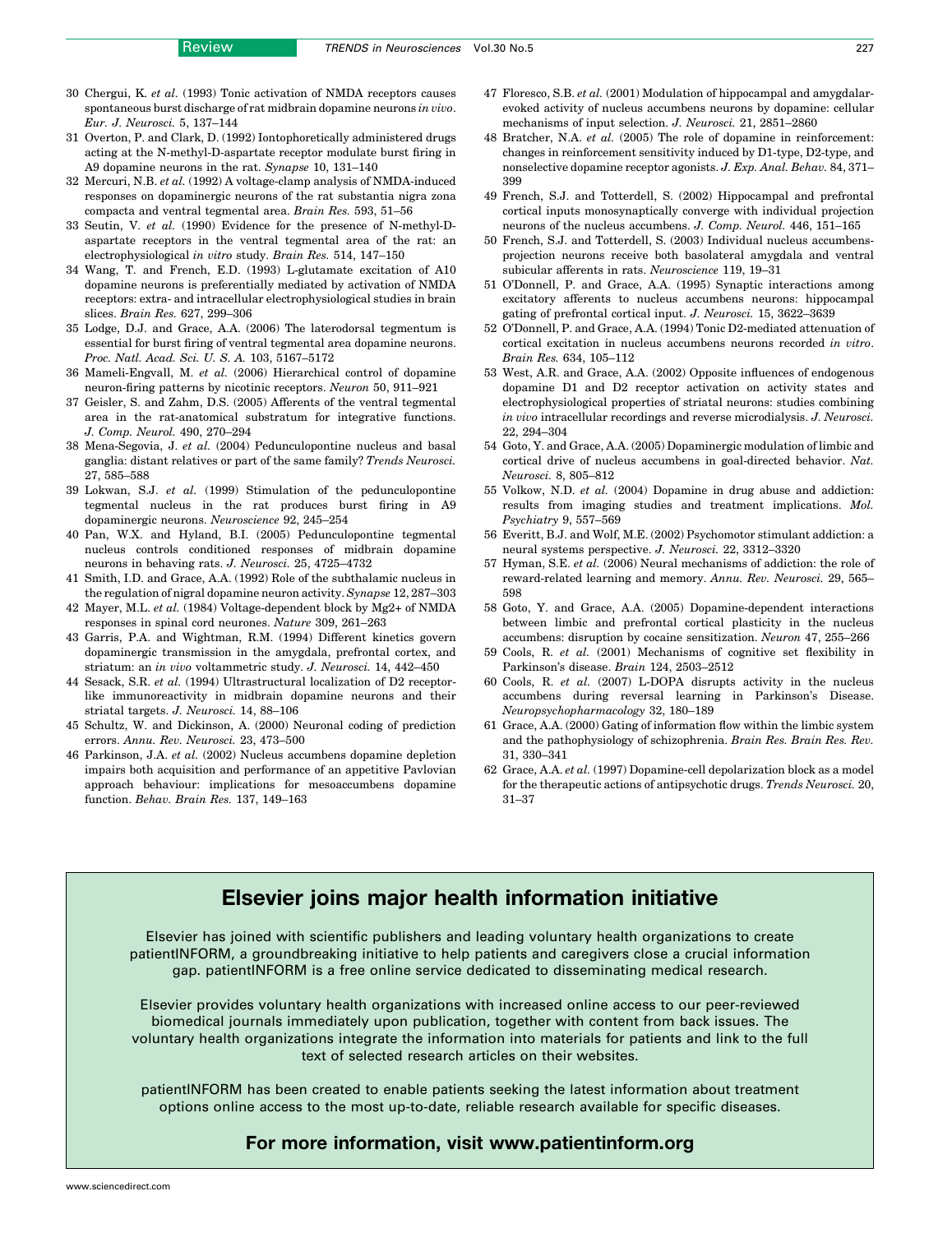30 Chergui, K. *et al.* (1993) Tonic activation of NMDA receptors causes spontaneous burst discharge of rat midbrain dopamine neurons *in vivo*. *Eur. J. Neurosci.* 5, 137–144

31 Overton, P. and Clark, D. (1992) Iontophoretically administered drugs acting at the N-methyl-D-aspartate receptor modulate burst firing in A9 dopamine neurons in the rat. *Synapse* 10, 131–140

32 Mercuri, N.B. *et al.* (1992) A voltage-clamp analysis of NMDA-induced responses on dopaminergic neurons of the rat substantia nigra zona compacta and ventral tegmental area. *Brain Res.* 593, 51–56

33 Seutin, V. *et al.* (1990) Evidence for the presence of N-methyl-D-aspartate receptors in the ventral tegmental area of the rat: an electrophysiological *in vitro* study. *Brain Res.* 514, 147–150

34 Wang, T. and French, E.D. (1993) L-glutamate excitation of A10 dopamine neurons is preferentially mediated by activation of NMDA receptors: extra- and intracellular electrophysiological studies in brain slices. *Brain Res.* 627, 299–306

35 Lodge, D.J. and Grace, A.A. (2006) The laterodorsal tegmentum is essential for burst firing of ventral tegmental area dopamine neurons. *Proc. Natl. Acad. Sci. U. S. A.* 103, 5167–5172

36 Mameli-Engvall, M. *et al.* (2006) Hierarchical control of dopamine neuron-firing patterns by nicotinic receptors. *Neuron* 50, 911–921

37 Geisler, S. and Zahm, D.S. (2005) Afferents of the ventral tegmental area in the rat-anatomical substratum for integrative functions. *J. Comp. Neurol.* 490, 270–294

38 Mena-Segovia, J. *et al.* (2004) Pedunculopontine nucleus and basal ganglia: distant relatives or part of the same family? *Trends Neurosci.* 27, 585–588

39 Lokwan, S.J. *et al.* (1999) Stimulation of the pedunculopontine tegmental nucleus in the rat produces burst firing in A9 dopaminergic neurons. *Neuroscience* 92, 245–254

40 Pan, W.X. and Hyland, B.I. (2005) Pedunculopontine tegmental nucleus controls conditioned responses of midbrain dopamine neurons in behaving rats. *J. Neurosci.* 25, 4725–4732

41 Smith, I.D. and Grace, A.A. (1992) Role of the subthalamic nucleus in the regulation of nigral dopamine neuron activity. *Synapse* 12, 287–303

42 Mayer, M.L. *et al.* (1984) Voltage-dependent block by Mg2+ of NMDA responses in spinal cord neurones. *Nature* 309, 261–263

43 Garris, P.A. and Wightman, R.M. (1994) Different kinetics govern dopaminergic transmission in the amygdala, prefrontal cortex, and striatum: an *in vivo* voltammetric study. *J. Neurosci.* 14, 442–450

44 Sesack, S.R. *et al.* (1994) Ultrastructural localization of D2 receptor-like immunoreactivity in midbrain dopamine neurons and their striatal targets. *J. Neurosci.* 14, 88–106

45 Schultz, W. and Dickinson, A. (2000) Neuronal coding of prediction errors. *Annu. Rev. Neurosci.* 23, 473–500

46 Parkinson, J.A. *et al.* (2002) Nucleus accumbens dopamine depletion impairs both acquisition and performance of an appetitive Pavlovian approach behaviour: implications for mesoaccumbens dopamine function. *Behav. Brain Res.* 137, 149–163

47 Floresco, S.B. *et al.* (2001) Modulation of hippocampal and amygdalar-evoked activity of nucleus accumbens neurons by dopamine: cellular mechanisms of input selection. *J. Neurosci.* 21, 2851–2860

48 Bratcher, N.A. *et al.* (2005) The role of dopamine in reinforcement: changes in reinforcement sensitivity induced by D1-type, D2-type, and nonselective dopamine receptor agonists. *J. Exp. Anal. Behav.* 84, 371–399

49 French, S.J. and Totterdell, S. (2002) Hippocampal and prefrontal cortical inputs monosynaptically converge with individual projection neurons of the nucleus accumbens. *J. Comp. Neurol.* 446, 151–165

50 French, S.J. and Totterdell, S. (2003) Individual nucleus accumbens-projection neurons receive both basolateral amygdala and ventral subicular afferents in rats. *Neuroscience* 119, 19–31

51 O'Donnell, P. and Grace, A.A. (1995) Synaptic interactions among excitatory afferents to nucleus accumbens neurons: hippocampal gating of prefrontal cortical input. *J. Neurosci.* 15, 3622–3639

52 O'Donnell, P. and Grace, A.A. (1994) Tonic D2-mediated attenuation of cortical excitation in nucleus accumbens neurons recorded *in vitro*. *Brain Res.* 634, 105–112

53 West, A.R. and Grace, A.A. (2002) Opposite influences of endogenous dopamine D1 and D2 receptor activation on activity states and electrophysiological properties of striatal neurons: studies combining *in vivo* intracellular recordings and reverse microdialysis. *J. Neurosci.* 22, 294–304

54 Goto, Y. and Grace, A.A. (2005) Dopaminergic modulation of limbic and cortical drive of nucleus accumbens in goal-directed behavior. *Nat. Neurosci.* 8, 805–812

55 Volkow, N.D. *et al.* (2004) Dopamine in drug abuse and addiction: results from imaging studies and treatment implications. *Mol. Psychiatry* 9, 557–569

56 Everitt, B.J. and Wolf, M.E. (2002) Psychomotor stimulant addiction: a neural systems perspective. *J. Neurosci.* 22, 3312–3320

57 Hyman, S.E. *et al.* (2006) Neural mechanisms of addiction: the role of reward-related learning and memory. *Annu. Rev. Neurosci.* 29, 565–598

58 Goto, Y. and Grace, A.A. (2005) Dopamine-dependent interactions between limbic and prefrontal cortical plasticity in the nucleus accumbens: disruption by cocaine sensitization. *Neuron* 47, 255–266

59 Cools, R. *et al.* (2001) Mechanisms of cognitive set flexibility in Parkinson's disease. *Brain* 124, 2503–2512

60 Cools, R. *et al.* (2007) L-DOPA disrupts activity in the nucleus accumbens during reversal learning in Parkinson's Disease. *Neuropsychopharmacology* 32, 180–189

61 Grace, A.A. (2000) Gating of information flow within the limbic system and the pathophysiology of schizophrenia. *Brain Res. Brain Res. Rev.* 31, 330–341

62 Grace, A.A. *et al.* (1997) Dopamine-cell depolarization block as a model for the therapeutic actions of antipsychotic drugs. *Trends Neurosci.* 20, 31–37

## Elsevier joins major health information initiative

Elsevier has joined with scientific publishers and leading voluntary health organizations to create patientINFORM, a groundbreaking initiative to help patients and caregivers close a crucial information gap. patientINFORM is a free online service dedicated to disseminating medical research.

Elsevier provides voluntary health organizations with increased online access to our peer-reviewed biomedical journals immediately upon publication, together with content from back issues. The voluntary health organizations integrate the information into materials for patients and link to the full text of selected research articles on their websites.

patientINFORM has been created to enable patients seeking the latest information about treatment options online access to the most up-to-date, reliable research available for specific diseases.

**For more information, visit www.patientinform.org**